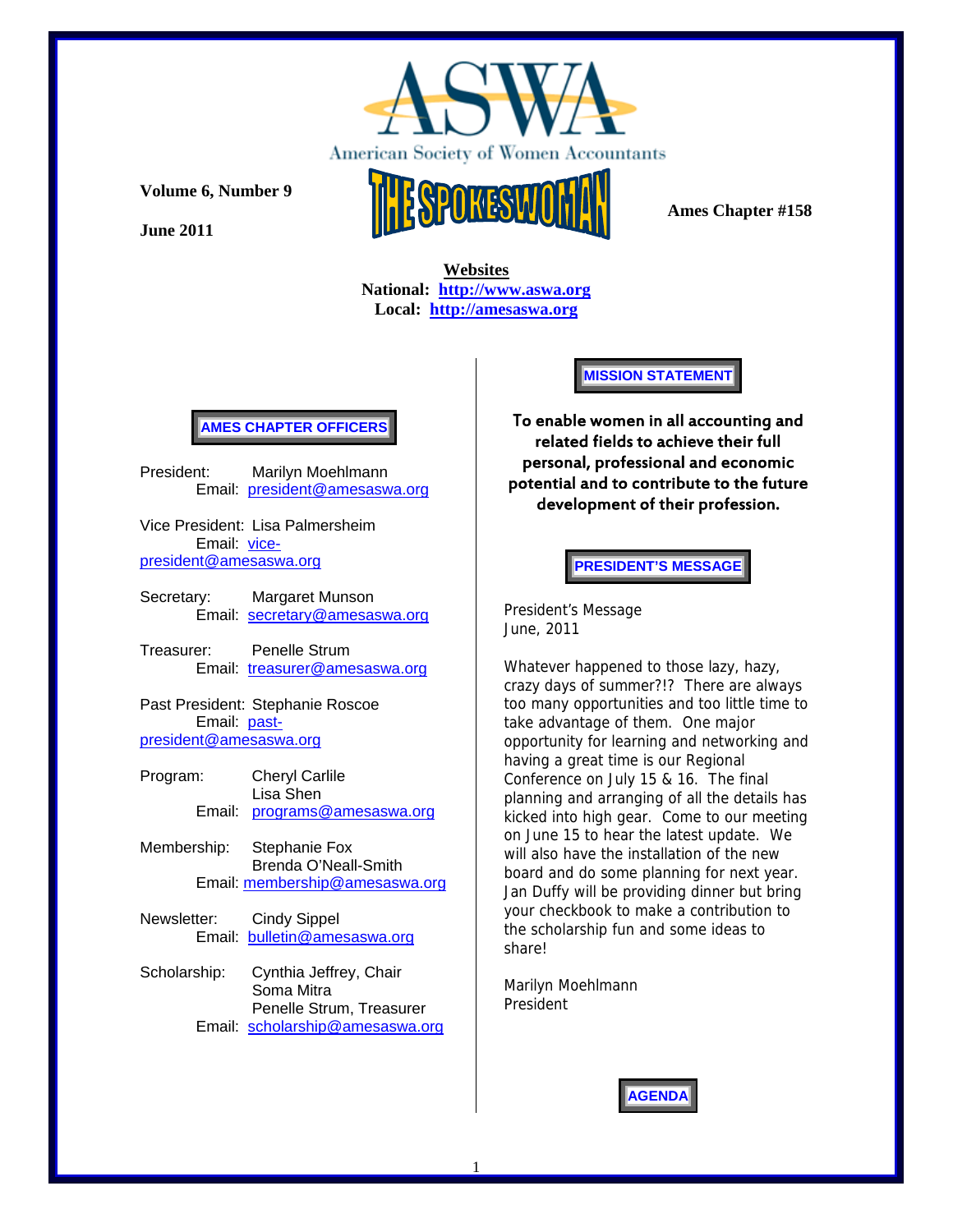# ASWA

American Society of Women Accountants

**Volume 6, Number 9**

**June 2011**

# THE SPOKESWOMAN

**Ames Chapter #158**

**Websites**
**National: http://www.aswa.org**
**Local: http://amesaswa.org**

## AMES CHAPTER OFFICERS

President: Marilyn Moehlmann
Email: president@amesaswa.org

Vice President: Lisa Palmersheim
Email: vice-president@amesaswa.org

Secretary: Margaret Munson
Email: secretary@amesaswa.org

Treasurer: Penelle Strum
Email: treasurer@amesaswa.org

Past President: Stephanie Roscoe
Email: past-president@amesaswa.org

Program: Cheryl Carlile
Lisa Shen
Email: programs@amesaswa.org

Membership: Stephanie Fox
Brenda O'Neall-Smith
Email: membership@amesaswa.org

Newsletter: Cindy Sippel
Email: bulletin@amesaswa.org

Scholarship: Cynthia Jeffrey, Chair
Soma Mitra
Penelle Strum, Treasurer
Email: scholarship@amesaswa.org

## MISSION STATEMENT

**To enable women in all accounting and related fields to achieve their full personal, professional and economic potential and to contribute to the future development of their profession.**

## PRESIDENT'S MESSAGE

President's Message
June, 2011

Whatever happened to those lazy, hazy, crazy days of summer?!? There are always too many opportunities and too little time to take advantage of them. One major opportunity for learning and networking and having a great time is our Regional Conference on July 15 & 16. The final planning and arranging of all the details has kicked into high gear. Come to our meeting on June 15 to hear the latest update. We will also have the installation of the new board and do some planning for next year. Jan Duffy will be providing dinner but bring your checkbook to make a contribution to the scholarship fun and some ideas to share!

Marilyn Moehlmann
President

## AGENDA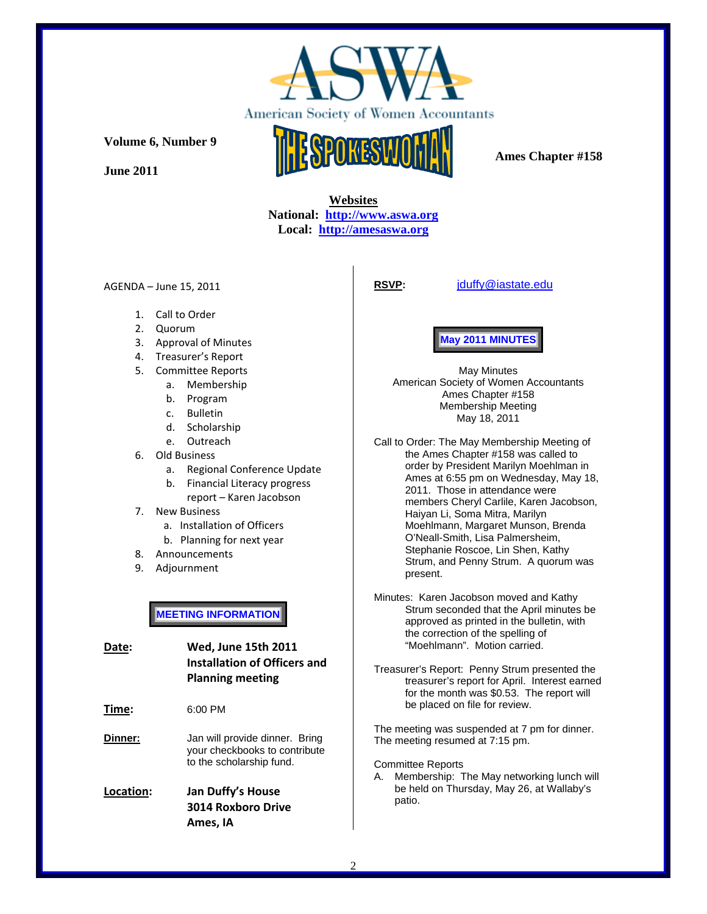# American Society of Women Accountants

# THE SPOKESWOMAN

**Volume 6, Number 9**

**June 2011**

**Ames Chapter #158**

**Websites**
**National: http://www.aswa.org**
**Local: http://amesaswa.org**

AGENDA – June 15, 2011

1. Call to Order
2. Quorum
3. Approval of Minutes
4. Treasurer's Report
5. Committee Reports
   a. Membership
   b. Program
   c. Bulletin
   d. Scholarship
   e. Outreach
6. Old Business
   a. Regional Conference Update
   b. Financial Literacy progress report – Karen Jacobson
7. New Business
   a. Installation of Officers
   b. Planning for next year
8. Announcements
9. Adjournment

## MEETING INFORMATION

**Date:** **Wed, June 15th 2011 Installation of Officers and Planning meeting**

**Time:** 6:00 PM

**Dinner:** Jan will provide dinner. Bring your checkbooks to contribute to the scholarship fund.

**Location:** **Jan Duffy's House**
**3014 Roxboro Drive**
**Ames, IA**

**RSVP:** jduffy@iastate.edu

## May 2011 MINUTES

May Minutes
American Society of Women Accountants
Ames Chapter #158
Membership Meeting
May 18, 2011

Call to Order: The May Membership Meeting of the Ames Chapter #158 was called to order by President Marilyn Moehlman in Ames at 6:55 pm on Wednesday, May 18, 2011. Those in attendance were members Cheryl Carlile, Karen Jacobson, Haiyan Li, Soma Mitra, Marilyn Moehlmann, Margaret Munson, Brenda O'Neall-Smith, Lisa Palmersheim, Stephanie Roscoe, Lin Shen, Kathy Strum, and Penny Strum. A quorum was present.

Minutes: Karen Jacobson moved and Kathy Strum seconded that the April minutes be approved as printed in the bulletin, with the correction of the spelling of "Moehlmann". Motion carried.

Treasurer's Report: Penny Strum presented the treasurer's report for April. Interest earned for the month was $0.53. The report will be placed on file for review.

The meeting was suspended at 7 pm for dinner. The meeting resumed at 7:15 pm.

Committee Reports

A. Membership: The May networking lunch will be held on Thursday, May 26, at Wallaby's patio.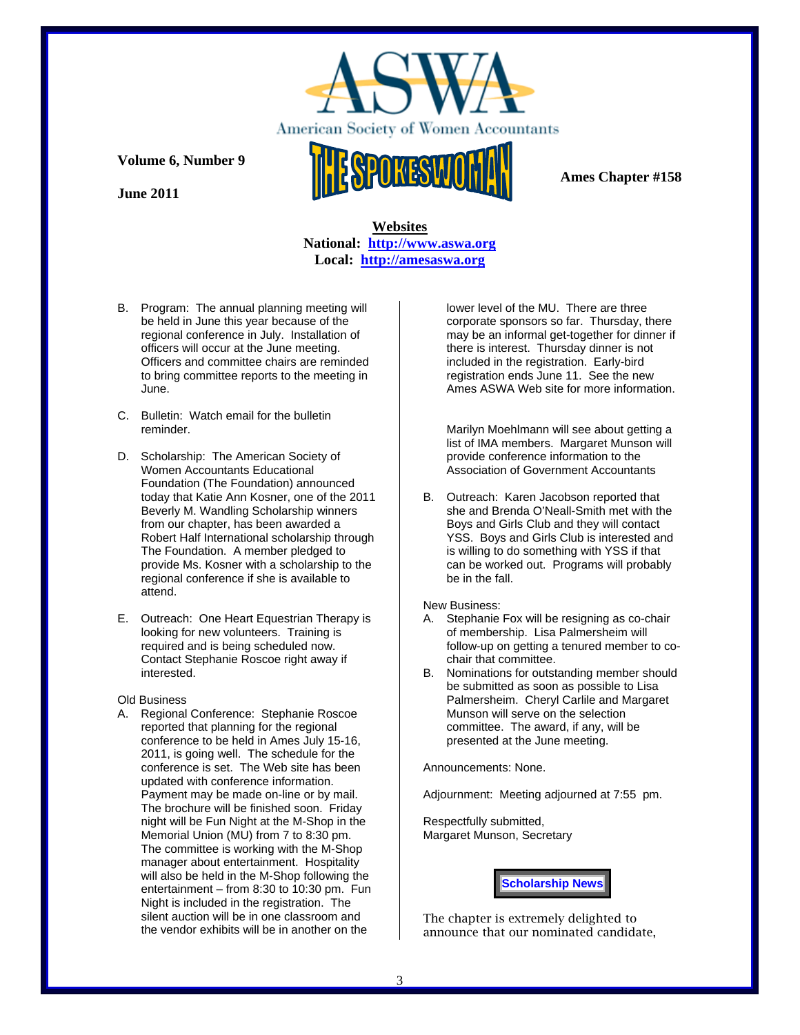# ASWA

American Society of Women Accountants

**Volume 6, Number 9**

**June 2011**

# THE SPOKESWOMAN

**Ames Chapter #158**

**Websites**
**National: http://www.aswa.org**
**Local: http://amesaswa.org**

B. Program: The annual planning meeting will be held in June this year because of the regional conference in July. Installation of officers will occur at the June meeting. Officers and committee chairs are reminded to bring committee reports to the meeting in June.

C. Bulletin: Watch email for the bulletin reminder.

D. Scholarship: The American Society of Women Accountants Educational Foundation (The Foundation) announced today that Katie Ann Kosner, one of the 2011 Beverly M. Wandling Scholarship winners from our chapter, has been awarded a Robert Half International scholarship through The Foundation. A member pledged to provide Ms. Kosner with a scholarship to the regional conference if she is available to attend.

E. Outreach: One Heart Equestrian Therapy is looking for new volunteers. Training is required and is being scheduled now. Contact Stephanie Roscoe right away if interested.

Old Business

A. Regional Conference: Stephanie Roscoe reported that planning for the regional conference to be held in Ames July 15-16, 2011, is going well. The schedule for the conference is set. The Web site has been updated with conference information. Payment may be made on-line or by mail. The brochure will be finished soon. Friday night will be Fun Night at the M-Shop in the Memorial Union (MU) from 7 to 8:30 pm. The committee is working with the M-Shop manager about entertainment. Hospitality will also be held in the M-Shop following the entertainment – from 8:30 to 10:30 pm. Fun Night is included in the registration. The silent auction will be in one classroom and the vendor exhibits will be in another on the lower level of the MU. There are three corporate sponsors so far. Thursday, there may be an informal get-together for dinner if there is interest. Thursday dinner is not included in the registration. Early-bird registration ends June 11. See the new Ames ASWA Web site for more information.

   Marilyn Moehlmann will see about getting a list of IMA members. Margaret Munson will provide conference information to the Association of Government Accountants

B. Outreach: Karen Jacobson reported that she and Brenda O'Neall-Smith met with the Boys and Girls Club and they will contact YSS. Boys and Girls Club is interested and is willing to do something with YSS if that can be worked out. Programs will probably be in the fall.

New Business:

A. Stephanie Fox will be resigning as co-chair of membership. Lisa Palmersheim will follow-up on getting a tenured member to co-chair that committee.
B. Nominations for outstanding member should be submitted as soon as possible to Lisa Palmersheim. Cheryl Carlile and Margaret Munson will serve on the selection committee. The award, if any, will be presented at the June meeting.

Announcements: None.

Adjournment: Meeting adjourned at 7:55 pm.

Respectfully submitted,
Margaret Munson, Secretary

**Scholarship News**

The chapter is extremely delighted to announce that our nominated candidate,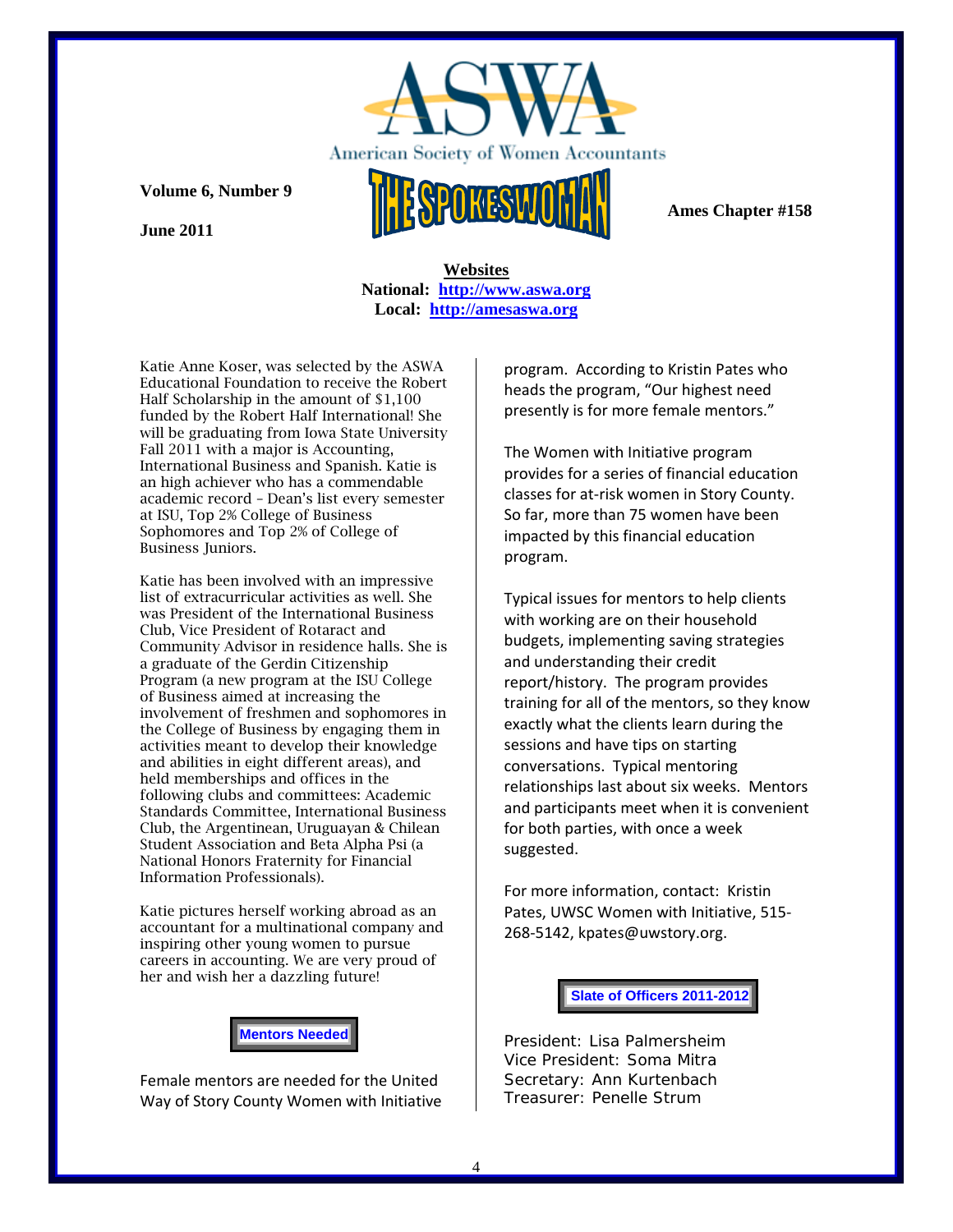American Society of Women Accountants

**Volume 6, Number 9**

**June 2011**

# THE SPOKESWOMAN

**Ames Chapter #158**

**Websites**
**National: http://www.aswa.org**
**Local: http://amesaswa.org**

Katie Anne Koser, was selected by the ASWA Educational Foundation to receive the Robert Half Scholarship in the amount of $1,100 funded by the Robert Half International! She will be graduating from Iowa State University Fall 2011 with a major is Accounting, International Business and Spanish. Katie is an high achiever who has a commendable academic record – Dean's list every semester at ISU, Top 2% College of Business Sophomores and Top 2% of College of Business Juniors.

Katie has been involved with an impressive list of extracurricular activities as well. She was President of the International Business Club, Vice President of Rotaract and Community Advisor in residence halls. She is a graduate of the Gerdin Citizenship Program (a new program at the ISU College of Business aimed at increasing the involvement of freshmen and sophomores in the College of Business by engaging them in activities meant to develop their knowledge and abilities in eight different areas), and held memberships and offices in the following clubs and committees: Academic Standards Committee, International Business Club, the Argentinean, Uruguayan & Chilean Student Association and Beta Alpha Psi (a National Honors Fraternity for Financial Information Professionals).

Katie pictures herself working abroad as an accountant for a multinational company and inspiring other young women to pursue careers in accounting. We are very proud of her and wish her a dazzling future!

## Mentors Needed

Female mentors are needed for the United Way of Story County Women with Initiative program. According to Kristin Pates who heads the program, "Our highest need presently is for more female mentors."

The Women with Initiative program provides for a series of financial education classes for at-risk women in Story County. So far, more than 75 women have been impacted by this financial education program.

Typical issues for mentors to help clients with working are on their household budgets, implementing saving strategies and understanding their credit report/history. The program provides training for all of the mentors, so they know exactly what the clients learn during the sessions and have tips on starting conversations. Typical mentoring relationships last about six weeks. Mentors and participants meet when it is convenient for both parties, with once a week suggested.

For more information, contact: Kristin Pates, UWSC Women with Initiative, 515-268-5142, kpates@uwstory.org.

## Slate of Officers 2011-2012

President: Lisa Palmersheim
Vice President: Soma Mitra
Secretary: Ann Kurtenbach
Treasurer: Penelle Strum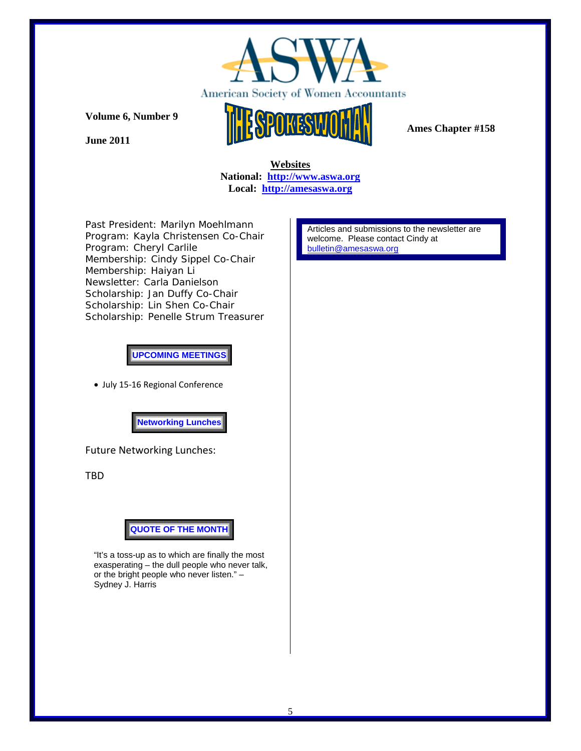# ASWA

American Society of Women Accountants

**Volume 6, Number 9**

**June 2011**

# THE SPOKESWOMAN

**Ames Chapter #158**

**Websites**
**National: http://www.aswa.org**
**Local: http://amesaswa.org**

Past President: Marilyn Moehlmann
Program: Kayla Christensen Co-Chair
Program: Cheryl Carlile
Membership: Cindy Sippel Co-Chair
Membership: Haiyan Li
Newsletter: Carla Danielson
Scholarship: Jan Duffy Co-Chair
Scholarship: Lin Shen Co-Chair
Scholarship: Penelle Strum Treasurer

**UPCOMING MEETINGS**

- July 15-16 Regional Conference

**Networking Lunches**

Future Networking Lunches:

TBD

**QUOTE OF THE MONTH**

"It's a toss-up as to which are finally the most exasperating – the dull people who never talk, or the bright people who never listen." – Sydney J. Harris

Articles and submissions to the newsletter are welcome. Please contact Cindy at bulletin@amesaswa.org